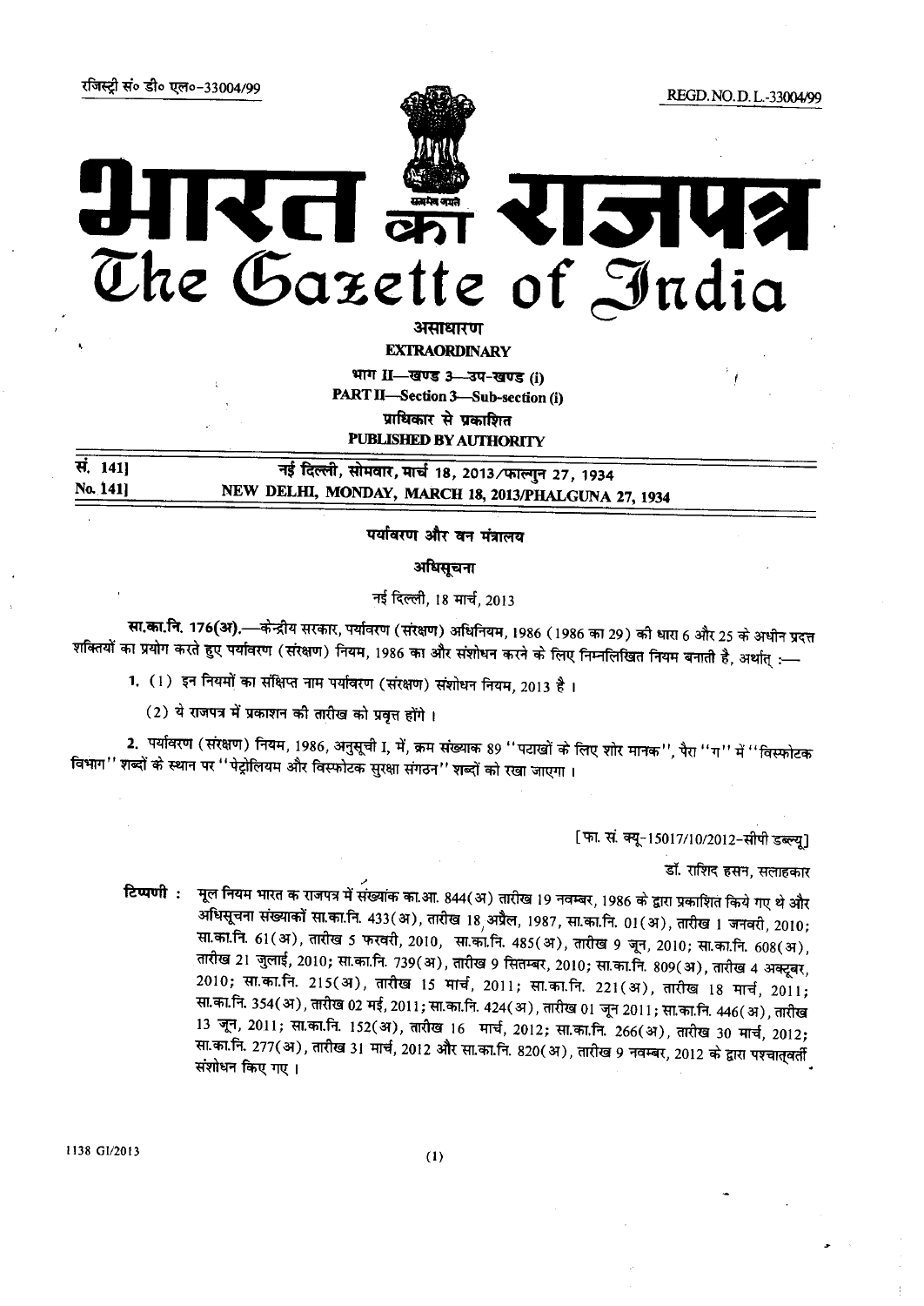रजिस्ट्री सं० डी० एल०-33004/99 REGD. NO. D. L.-33004/99

# भारत का राजपत्र
# The Gazette of India

**असाधारण**

**EXTRAORDINARY**

**भाग II—खण्ड 3—उप-खण्ड (i)**

**PART II—Section 3—Sub-section (i)**

**प्राधिकार से प्रकाशित**

**PUBLISHED BY AUTHORITY**

| | |
|---|---|
| **सं. 141]** | **नई दिल्ली, सोमवार, मार्च 18, 2013/फाल्गुन 27, 1934** |
| **No. 141]** | **NEW DELHI, MONDAY, MARCH 18, 2013/PHALGUNA 27, 1934** |

**पर्यावरण और वन मंत्रालय**

**अधिसूचना**

नई दिल्ली, 18 मार्च, 2013

**सा.का.नि. 176(अ).**—केन्द्रीय सरकार, पर्यावरण (संरक्षण) अधिनियम, 1986 (1986 का 29) की धारा 6 और 25 के अधीन प्रदत्त शक्तियों का प्रयोग करते हुए पर्यावरण (संरक्षण) नियम, 1986 का और संशोधन करने के लिए निम्नलिखित नियम बनाती है, अर्थात् :—

1. (1) इन नियमों का संक्षिप्त नाम पर्यावरण (संरक्षण) संशोधन नियम, 2013 है ।

   (2) ये राजपत्र में प्रकाशन की तारीख को प्रवृत्त होंगे ।

2. पर्यावरण (संरक्षण) नियम, 1986, अनुसूची I, में, क्रम संख्याक 89 "पटाखों के लिए शोर मानक", पैरा "ग" में "विस्फोटक विभाग" शब्दों के स्थान पर "पेट्रोलियम और विस्फोटक सुरक्षा संगठन" शब्दों को रखा जाएगा ।

[फा. सं. क्यू-15017/10/2012-सीपी डब्ल्यू]

डॉ. राशिद हसन, सलाहकार

**टिप्पणी :** मूल नियम भारत के राजपत्र में संख्यांक का.आ. 844(अ) तारीख 19 नवम्बर, 1986 के द्वारा प्रकाशित किये गए थे और अधिसूचना संख्यांकों सा.का.नि. 433(अ), तारीख 18 अप्रैल, 1987, सा.का.नि. 01(अ), तारीख 1 जनवरी, 2010; सा.का.नि. 61(अ), तारीख 5 फरवरी, 2010, सा.का.नि. 485(अ), तारीख 9 जून, 2010; सा.का.नि. 608(अ), तारीख 21 जुलाई, 2010; सा.का.नि. 739(अ), तारीख 9 सितम्बर, 2010; सा.का.नि. 809(अ), तारीख 4 अक्टूबर, 2010; सा.का.नि. 215(अ), तारीख 15 मार्च, 2011; सा.का.नि. 221(अ), तारीख 18 मार्च, 2011; सा.का.नि. 354(अ), तारीख 02 मई, 2011; सा.का.नि. 424(अ), तारीख 01 जून 2011; सा.का.नि. 446(अ), तारीख 13 जून, 2011; सा.का.नि. 152(अ), तारीख 16 मार्च, 2012; सा.का.नि. 266(अ), तारीख 30 मार्च, 2012; सा.का.नि. 277(अ), तारीख 31 मार्च, 2012 और सा.का.नि. 820(अ), तारीख 9 नवम्बर, 2012 के द्वारा पश्चात्वर्ती संशोधन किए गए ।

1138 GI/2013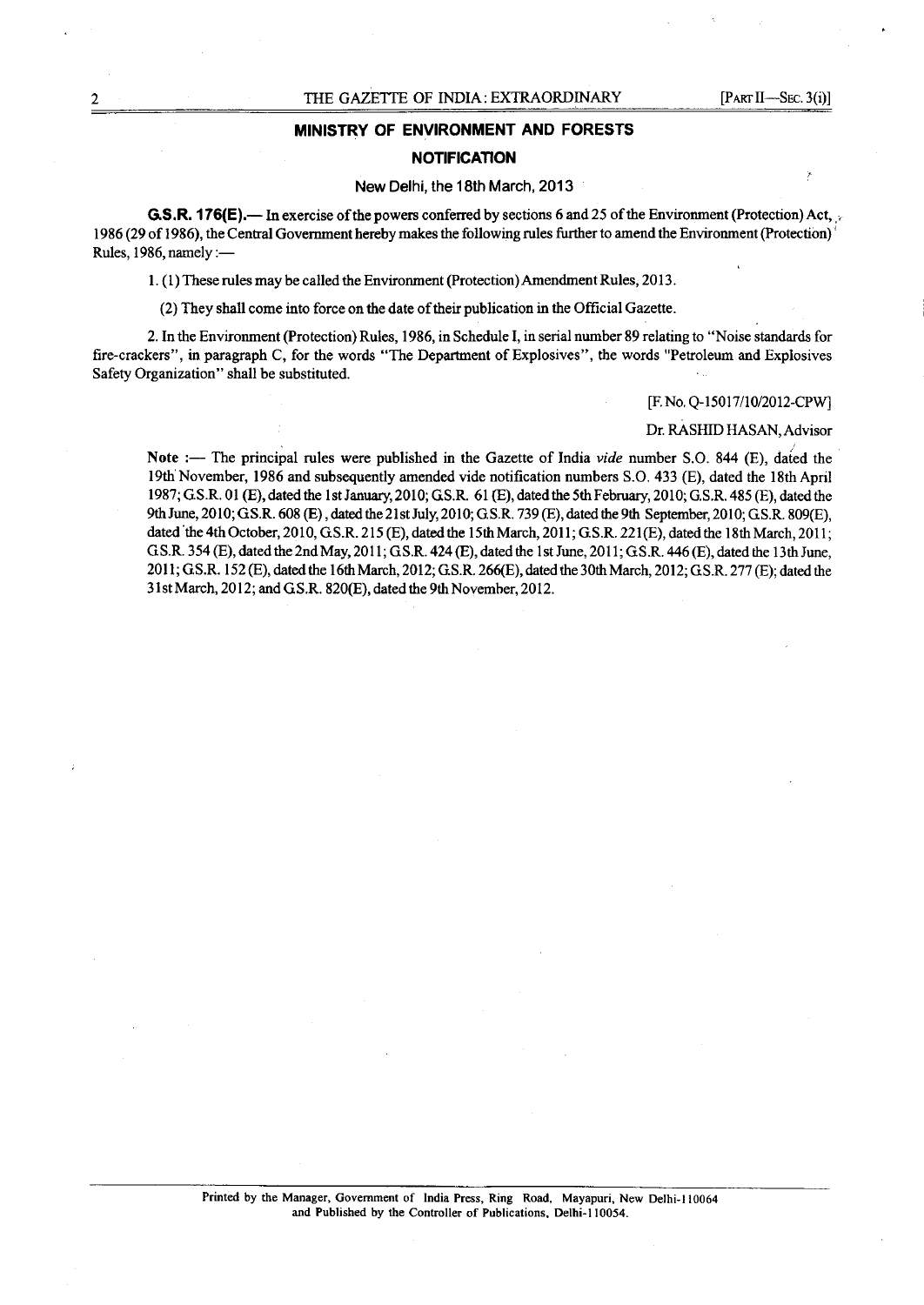## MINISTRY OF ENVIRONMENT AND FORESTS

### NOTIFICATION

New Delhi, the 18th March, 2013

**G.S.R. 176(E).**— In exercise of the powers conferred by sections 6 and 25 of the Environment (Protection) Act, 1986 (29 of 1986), the Central Government hereby makes the following rules further to amend the Environment (Protection) Rules, 1986, namely :—

1. (1) These rules may be called the Environment (Protection) Amendment Rules, 2013.

(2) They shall come into force on the date of their publication in the Official Gazette.

2. In the Environment (Protection) Rules, 1986, in Schedule I, in serial number 89 relating to "Noise standards for fire-crackers", in paragraph C, for the words "The Department of Explosives", the words "Petroleum and Explosives Safety Organization" shall be substituted.

[F. No. Q-15017/10/2012-CPW]

Dr. RASHID HASAN, Advisor

**Note** :— The principal rules were published in the Gazette of India *vide* number S.O. 844 (E), dated the 19th November, 1986 and subsequently amended vide notification numbers S.O. 433 (E), dated the 18th April 1987; G.S.R. 01 (E), dated the 1st January, 2010; G.S.R. 61 (E), dated the 5th February, 2010; G.S.R. 485 (E), dated the 9th June, 2010; G.S.R. 608 (E), dated the 21st July, 2010; G.S.R. 739 (E), dated the 9th September, 2010; G.S.R. 809(E), dated the 4th October, 2010, G.S.R. 215 (E), dated the 15th March, 2011; G.S.R. 221(E), dated the 18th March, 2011; G.S.R. 354 (E), dated the 2nd May, 2011; G.S.R. 424 (E), dated the 1st June, 2011; G.S.R. 446 (E), dated the 13th June, 2011; G.S.R. 152 (E), dated the 16th March, 2012; G.S.R. 266(E), dated the 30th March, 2012; G.S.R. 277 (E); dated the 31st March, 2012; and G.S.R. 820(E), dated the 9th November, 2012.

Printed by the Manager, Government of India Press, Ring Road, Mayapuri, New Delhi-110064 and Published by the Controller of Publications, Delhi-110054.